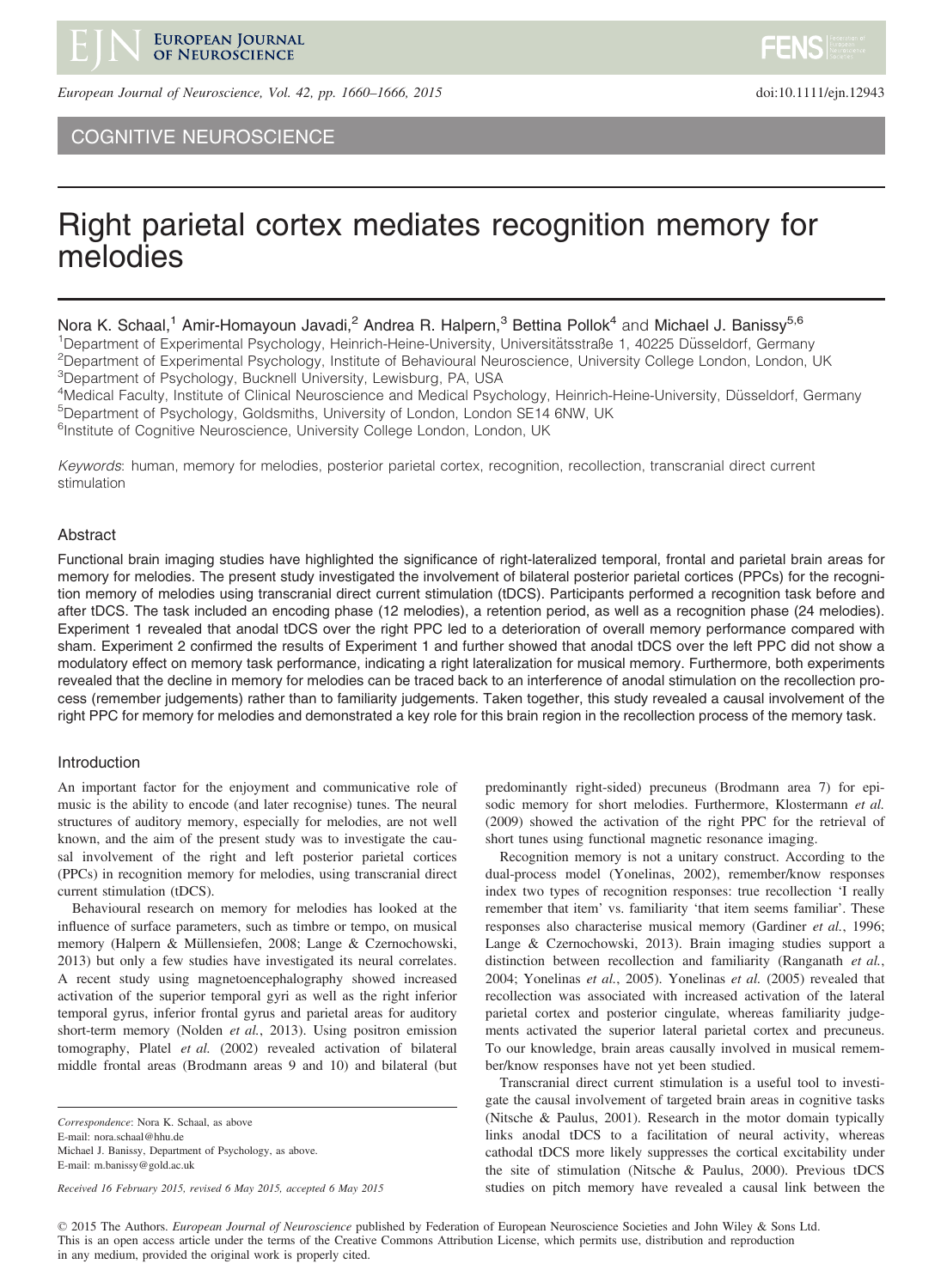COGNITIVE NEUROSCIENCE

# Right parietal cortex mediates recognition memory for melodies

Nora K. Schaal,[1] Amir-Homayoun Javadi,[2] Andrea R. Halpern,[3] Bettina Pollok[4] and Michael J. Banissy[5,6]

[1]Department of Experimental Psychology, Heinrich-Heine-University, Universitätsstraße 1, 40225 Düsseldorf, Germany
[2]Department of Experimental Psychology, Institute of Behavioural Neuroscience, University College London, London, UK
[3]Department of Psychology, Bucknell University, Lewisburg, PA, USA
[4]Medical Faculty, Institute of Clinical Neuroscience and Medical Psychology, Heinrich-Heine-University, Düsseldorf, Germany
[5]Department of Psychology, Goldsmiths, University of London, London SE14 6NW, UK
[6]Institute of Cognitive Neuroscience, University College London, London, UK

*Keywords*: human, memory for melodies, posterior parietal cortex, recognition, recollection, transcranial direct current stimulation

## Abstract

Functional brain imaging studies have highlighted the significance of right-lateralized temporal, frontal and parietal brain areas for memory for melodies. The present study investigated the involvement of bilateral posterior parietal cortices (PPCs) for the recognition memory of melodies using transcranial direct current stimulation (tDCS). Participants performed a recognition task before and after tDCS. The task included an encoding phase (12 melodies), a retention period, as well as a recognition phase (24 melodies). Experiment 1 revealed that anodal tDCS over the right PPC led to a deterioration of overall memory performance compared with sham. Experiment 2 confirmed the results of Experiment 1 and further showed that anodal tDCS over the left PPC did not show a modulatory effect on memory task performance, indicating a right lateralization for musical memory. Furthermore, both experiments revealed that the decline in memory for melodies can be traced back to an interference of anodal stimulation on the recollection process (remember judgements) rather than to familiarity judgements. Taken together, this study revealed a causal involvement of the right PPC for memory for melodies and demonstrated a key role for this brain region in the recollection process of the memory task.

## Introduction

An important factor for the enjoyment and communicative role of music is the ability to encode (and later recognise) tunes. The neural structures of auditory memory, especially for melodies, are not well known, and the aim of the present study was to investigate the causal involvement of the right and left posterior parietal cortices (PPCs) in recognition memory for melodies, using transcranial direct current stimulation (tDCS).

Behavioural research on memory for melodies has looked at the influence of surface parameters, such as timbre or tempo, on musical memory (Halpern & Müllensiefen, 2008; Lange & Czernochowski, 2013) but only a few studies have investigated its neural correlates. A recent study using magnetoencephalography showed increased activation of the superior temporal gyri as well as the right inferior temporal gyrus, inferior frontal gyrus and parietal areas for auditory short-term memory (Nolden *et al.*, 2013). Using positron emission tomography, Platel *et al.* (2002) revealed activation of bilateral middle frontal areas (Brodmann areas 9 and 10) and bilateral (but predominantly right-sided) precuneus (Brodmann area 7) for episodic memory for short melodies. Furthermore, Klostermann *et al.* (2009) showed the activation of the right PPC for the retrieval of short tunes using functional magnetic resonance imaging.

Recognition memory is not a unitary construct. According to the dual-process model (Yonelinas, 2002), remember/know responses index two types of recognition responses: true recollection 'I really remember that item' vs. familiarity 'that item seems familiar'. These responses also characterise musical memory (Gardiner *et al.*, 1996; Lange & Czernochowski, 2013). Brain imaging studies support a distinction between recollection and familiarity (Ranganath *et al.*, 2004; Yonelinas *et al.*, 2005). Yonelinas *et al.* (2005) revealed that recollection was associated with increased activation of the lateral parietal cortex and posterior cingulate, whereas familiarity judgements activated the superior lateral parietal cortex and precuneus. To our knowledge, brain areas causally involved in musical remember/know responses have not yet been studied.

Transcranial direct current stimulation is a useful tool to investigate the causal involvement of targeted brain areas in cognitive tasks (Nitsche & Paulus, 2001). Research in the motor domain typically links anodal tDCS to a facilitation of neural activity, whereas cathodal tDCS more likely suppresses the cortical excitability under the site of stimulation (Nitsche & Paulus, 2000). Previous tDCS studies on pitch memory have revealed a causal link between the

*Correspondence*: Nora K. Schaal, as above
E-mail: nora.schaal@hhu.de
Michael J. Banissy, Department of Psychology, as above.
E-mail: m.banissy@gold.ac.uk

*Received 16 February 2015, revised 6 May 2015, accepted 6 May 2015*

© 2015 The Authors. *European Journal of Neuroscience* published by Federation of European Neuroscience Societies and John Wiley & Sons Ltd. This is an open access article under the terms of the Creative Commons Attribution License, which permits use, distribution and reproduction in any medium, provided the original work is properly cited.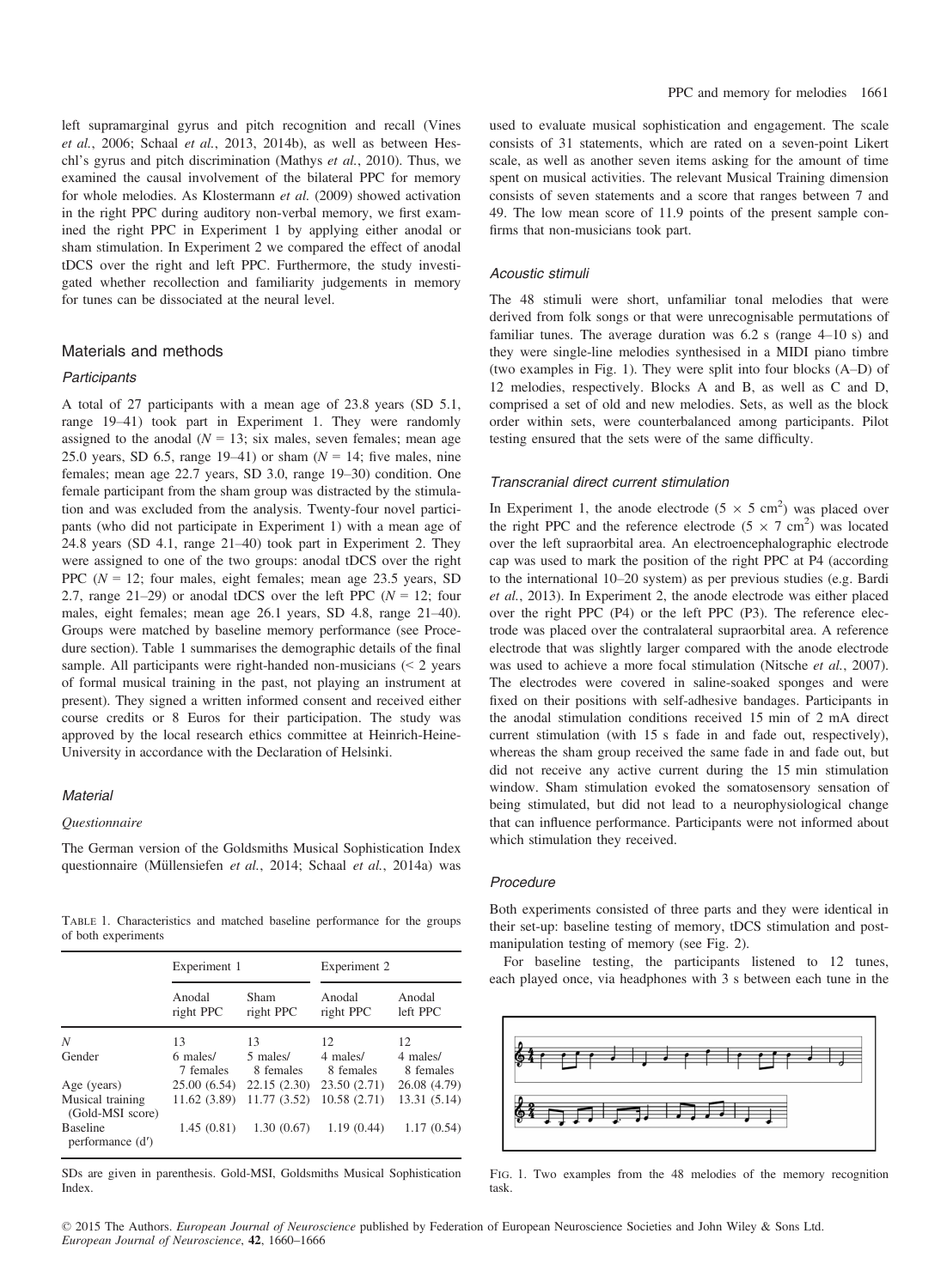left supramarginal gyrus and pitch recognition and recall (Vines *et al.*, 2006; Schaal *et al.*, 2013, 2014b), as well as between Heschl's gyrus and pitch discrimination (Mathys *et al.*, 2010). Thus, we examined the causal involvement of the bilateral PPC for memory for whole melodies. As Klostermann *et al.* (2009) showed activation in the right PPC during auditory non-verbal memory, we first examined the right PPC in Experiment 1 by applying either anodal or sham stimulation. In Experiment 2 we compared the effect of anodal tDCS over the right and left PPC. Furthermore, the study investigated whether recollection and familiarity judgements in memory for tunes can be dissociated at the neural level.

## Materials and methods

### *Participants*

A total of 27 participants with a mean age of 23.8 years (SD 5.1, range 19–41) took part in Experiment 1. They were randomly assigned to the anodal ($N = 13$; six males, seven females; mean age 25.0 years, SD 6.5, range 19–41) or sham ($N = 14$; five males, nine females; mean age 22.7 years, SD 3.0, range 19–30) condition. One female participant from the sham group was distracted by the stimulation and was excluded from the analysis. Twenty-four novel participants (who did not participate in Experiment 1) with a mean age of 24.8 years (SD 4.1, range 21–40) took part in Experiment 2. They were assigned to one of the two groups: anodal tDCS over the right PPC ($N = 12$; four males, eight females; mean age 23.5 years, SD 2.7, range 21–29) or anodal tDCS over the left PPC ($N = 12$; four males, eight females; mean age 26.1 years, SD 4.8, range 21–40). Groups were matched by baseline memory performance (see Procedure section). Table 1 summarises the demographic details of the final sample. All participants were right-handed non-musicians (< 2 years of formal musical training in the past, not playing an instrument at present). They signed a written informed consent and received either course credits or 8 Euros for their participation. The study was approved by the local research ethics committee at Heinrich-Heine-University in accordance with the Declaration of Helsinki.

### *Material*

#### *Questionnaire*

The German version of the Goldsmiths Musical Sophistication Index questionnaire (Müllensiefen *et al.*, 2014; Schaal *et al.*, 2014a) was used to evaluate musical sophistication and engagement. The scale consists of 31 statements, which are rated on a seven-point Likert scale, as well as another seven items asking for the amount of time spent on musical activities. The relevant Musical Training dimension consists of seven statements and a score that ranges between 7 and 49. The low mean score of 11.9 points of the present sample confirms that non-musicians took part.

TABLE 1. Characteristics and matched baseline performance for the groups of both experiments

| | Experiment 1 | | Experiment 2 | |
|---|---|---|---|---|
| | Anodal right PPC | Sham right PPC | Anodal right PPC | Anodal left PPC |
| $N$ | 13 | 13 | 12 | 12 |
| Gender | 6 males/ 7 females | 5 males/ 8 females | 4 males/ 8 females | 4 males/ 8 females |
| Age (years) | 25.00 (6.54) | 22.15 (2.30) | 23.50 (2.71) | 26.08 (4.79) |
| Musical training (Gold-MSI score) | 11.62 (3.89) | 11.77 (3.52) | 10.58 (2.71) | 13.31 (5.14) |
| Baseline performance ($d'$) | 1.45 (0.81) | 1.30 (0.67) | 1.19 (0.44) | 1.17 (0.54) |

SDs are given in parenthesis. Gold-MSI, Goldsmiths Musical Sophistication Index.

### *Acoustic stimuli*

The 48 stimuli were short, unfamiliar tonal melodies that were derived from folk songs or that were unrecognisable permutations of familiar tunes. The average duration was 6.2 s (range 4–10 s) and they were single-line melodies synthesised in a MIDI piano timbre (two examples in Fig. 1). They were split into four blocks (A–D) of 12 melodies, respectively. Blocks A and B, as well as C and D, comprised a set of old and new melodies. Sets, as well as the block order within sets, were counterbalanced among participants. Pilot testing ensured that the sets were of the same difficulty.

### *Transcranial direct current stimulation*

In Experiment 1, the anode electrode ($5 \times 5$ cm$^2$) was placed over the right PPC and the reference electrode ($5 \times 7$ cm$^2$) was located over the left supraorbital area. An electroencephalographic electrode cap was used to mark the position of the right PPC at P4 (according to the international 10–20 system) as per previous studies (e.g. Bardi *et al.*, 2013). In Experiment 2, the anode electrode was either placed over the right PPC (P4) or the left PPC (P3). The reference electrode was placed over the contralateral supraorbital area. A reference electrode that was slightly larger compared with the anode electrode was used to achieve a more focal stimulation (Nitsche *et al.*, 2007). The electrodes were covered in saline-soaked sponges and were fixed on their positions with self-adhesive bandages. Participants in the anodal stimulation conditions received 15 min of 2 mA direct current stimulation (with 15 s fade in and fade out, respectively), whereas the sham group received the same fade in and fade out, but did not receive any active current during the 15 min stimulation window. Sham stimulation evoked the somatosensory sensation of being stimulated, but did not lead to a neurophysiological change that can influence performance. Participants were not informed about which stimulation they received.

### *Procedure*

Both experiments consisted of three parts and they were identical in their set-up: baseline testing of memory, tDCS stimulation and post-manipulation testing of memory (see Fig. 2).

For baseline testing, the participants listened to 12 tunes, each played once, via headphones with 3 s between each tune in the

FIG. 1. Two examples from the 48 melodies of the memory recognition task.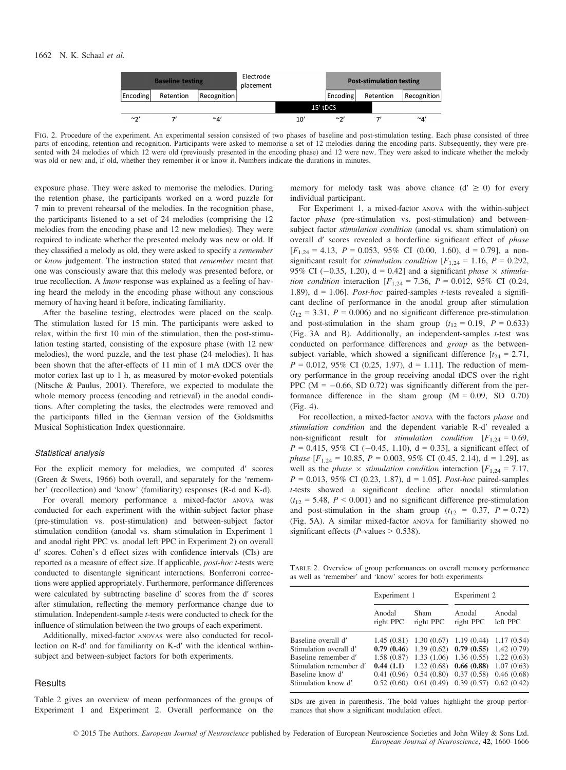Baseline testing
Electrode placement
Post-stimulation testing
Encoding
Retention
Recognition
Encoding
Retention
Recognition
15′ tDCS
~2′
7′
~4′
10′
~2′
7′
~4′

FIG. 2. Procedure of the experiment. An experimental session consisted of two phases of baseline and post-stimulation testing. Each phase consisted of three parts of encoding, retention and recognition. Participants were asked to memorise a set of 12 melodies during the encoding parts. Subsequently, they were presented with 24 melodies of which 12 were old (previously presented in the encoding phase) and 12 were new. They were asked to indicate whether the melody was old or new and, if old, whether they remember it or know it. Numbers indicate the durations in minutes.

exposure phase. They were asked to memorise the melodies. During the retention phase, the participants worked on a word puzzle for 7 min to prevent rehearsal of the melodies. In the recognition phase, the participants listened to a set of 24 melodies (comprising the 12 melodies from the encoding phase and 12 new melodies). They were required to indicate whether the presented melody was new or old. If they classified a melody as old, they were asked to specify a *remember* or *know* judgement. The instruction stated that *remember* meant that one was consciously aware that this melody was presented before, or true recollection. A *know* response was explained as a feeling of having heard the melody in the encoding phase without any conscious memory of having heard it before, indicating familiarity.

After the baseline testing, electrodes were placed on the scalp. The stimulation lasted for 15 min. The participants were asked to relax, within the first 10 min of the stimulation, then the post-stimulation testing started, consisting of the exposure phase (with 12 new melodies), the word puzzle, and the test phase (24 melodies). It has been shown that the after-effects of 11 min of 1 mA tDCS over the motor cortex last up to 1 h, as measured by motor-evoked potentials (Nitsche & Paulus, 2001). Therefore, we expected to modulate the whole memory process (encoding and retrieval) in the anodal conditions. After completing the tasks, the electrodes were removed and the participants filled in the German version of the Goldsmiths Musical Sophistication Index questionnaire.

### Statistical analysis

For the explicit memory for melodies, we computed d′ scores (Green & Swets, 1966) both overall, and separately for the 'remember' (recollection) and 'know' (familiarity) responses (R-d and K-d).

For overall memory performance a mixed-factor ANOVA was conducted for each experiment with the within-subject factor phase (pre-stimulation vs. post-stimulation) and between-subject factor stimulation condition (anodal vs. sham stimulation in Experiment 1 and anodal right PPC vs. anodal left PPC in Experiment 2) on overall d′ scores. Cohen's d effect sizes with confidence intervals (CIs) are reported as a measure of effect size. If applicable, *post-hoc t*-tests were conducted to disentangle significant interactions. Bonferroni corrections were applied appropriately. Furthermore, performance differences were calculated by subtracting baseline d′ scores from the d′ scores after stimulation, reflecting the memory performance change due to stimulation. Independent-sample *t*-tests were conducted to check for the influence of stimulation between the two groups of each experiment.

Additionally, mixed-factor ANOVAS were also conducted for recollection on R-d′ and for familiarity on K-d′ with the identical within-subject and between-subject factors for both experiments.

## Results

Table 2 gives an overview of mean performances of the groups of Experiment 1 and Experiment 2. Overall performance on the memory for melody task was above chance (d′ ≥ 0) for every individual participant.

For Experiment 1, a mixed-factor ANOVA with the within-subject factor *phase* (pre-stimulation vs. post-stimulation) and between-subject factor *stimulation condition* (anodal vs. sham stimulation) on overall d′ scores revealed a borderline significant effect of *phase* [$F_{1,24} = 4.13$, $P = 0.053$, 95% CI (0.00, 1.60), d = 0.79], a non-significant result for *stimulation condition* [$F_{1,24} = 1.16$, $P = 0.292$, 95% CI (−0.35, 1.20), d = 0.42] and a significant *phase* × *stimulation condition* interaction [$F_{1,24} = 7.36$, $P = 0.012$, 95% CI (0.24, 1.89), d = 1.06]. *Post-hoc* paired-samples *t*-tests revealed a significant decline of performance in the anodal group after stimulation ($t_{12} = 3.31$, $P = 0.006$) and no significant difference pre-stimulation and post-stimulation in the sham group ($t_{12} = 0.19$, $P = 0.633$) (Fig. 3A and B). Additionally, an independent-samples *t*-test was conducted on performance differences and *group* as the between-subject variable, which showed a significant difference [$t_{24} = 2.71$, $P = 0.012$, 95% CI (0.25, 1.97), d = 1.11]. The reduction of memory performance in the group receiving anodal tDCS over the right PPC (M = −0.66, SD 0.72) was significantly different from the performance difference in the sham group (M = 0.09, SD 0.70) (Fig. 4).

For recollection, a mixed-factor ANOVA with the factors *phase* and *stimulation condition* and the dependent variable R-d′ revealed a non-significant result for *stimulation condition* [$F_{1,24} = 0.69$, $P = 0.415$, 95% CI (−0.45, 1.10), d = 0.33], a significant effect of *phase* [$F_{1,24} = 10.85$, $P = 0.003$, 95% CI (0.45, 2.14), d = 1.29], as well as the *phase* × *stimulation condition* interaction [$F_{1,24} = 7.17$, $P = 0.013$, 95% CI (0.23, 1.87), d = 1.05]. *Post-hoc* paired-samples *t*-tests showed a significant decline after anodal stimulation ($t_{12} = 5.48$, $P < 0.001$) and no significant difference pre-stimulation and post-stimulation in the sham group ($t_{12} = 0.37$, $P = 0.72$) (Fig. 5A). A similar mixed-factor ANOVA for familiarity showed no significant effects (*P*-values > 0.538).

TABLE 2. Overview of group performances on overall memory performance as well as 'remember' and 'know' scores for both experiments

| | Experiment 1 | | Experiment 2 | |
|---|---|---|---|---|
| | Anodal right PPC | Sham right PPC | Anodal right PPC | Anodal left PPC |
| Baseline overall d′ | 1.45 (0.81) | 1.30 (0.67) | 1.19 (0.44) | 1.17 (0.54) |
| Stimulation overall d′ | **0.79 (0.46)** | 1.39 (0.62) | **0.79 (0.55)** | 1.42 (0.79) |
| Baseline remember d′ | 1.58 (0.87) | 1.33 (1.06) | 1.36 (0.55) | 1.22 (0.63) |
| Stimulation remember d′ | **0.44 (1.1)** | 1.22 (0.68) | **0.66 (0.88)** | 1.07 (0.63) |
| Baseline know d′ | 0.41 (0.96) | 0.54 (0.80) | 0.37 (0.58) | 0.46 (0.68) |
| Stimulation know d′ | 0.52 (0.60) | 0.61 (0.49) | 0.39 (0.57) | 0.62 (0.42) |

SDs are given in parenthesis. The bold values highlight the group performances that show a significant modulation effect.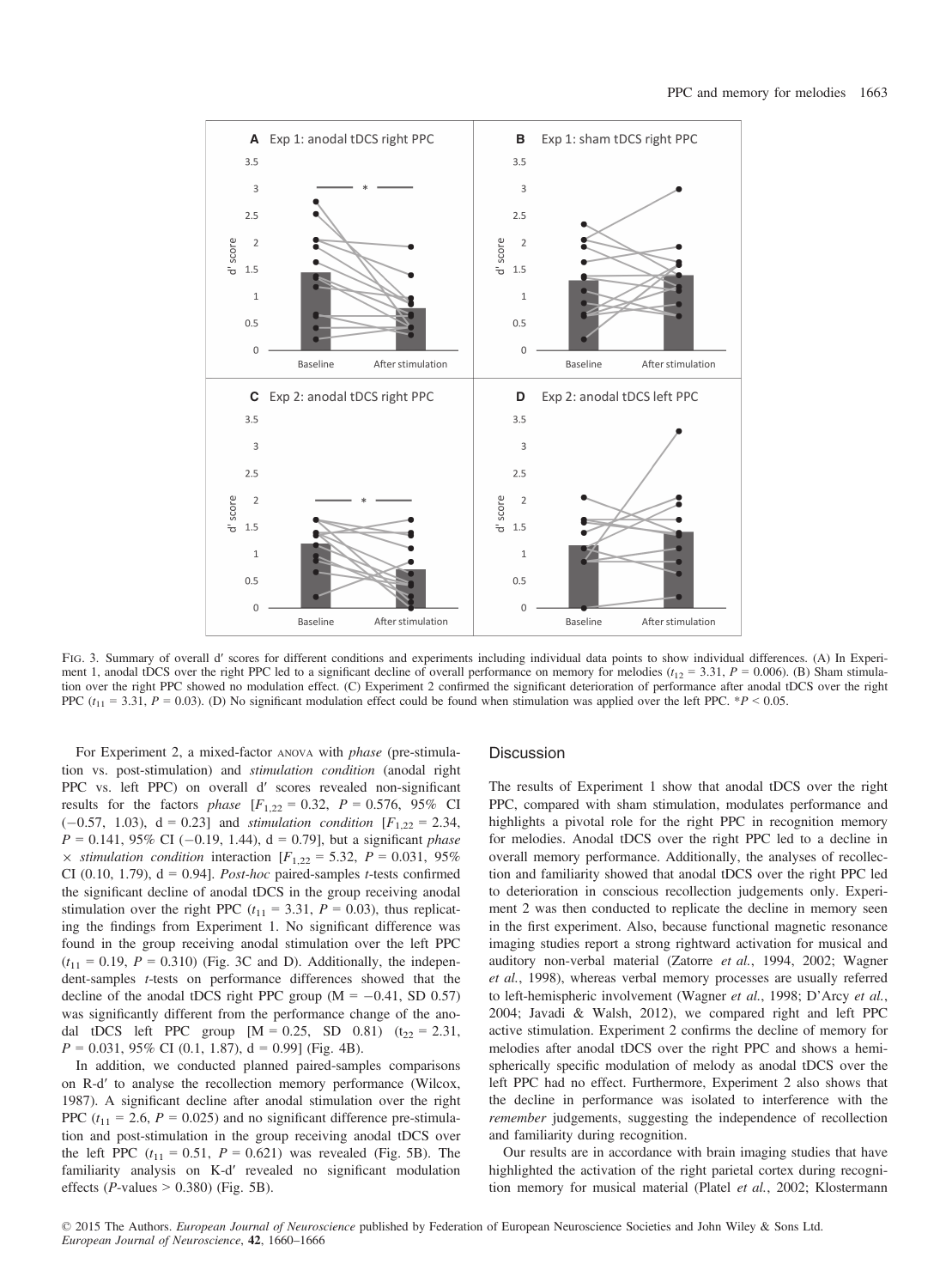A Exp 1: anodal tDCS right PPC

B Exp 1: sham tDCS right PPC

C Exp 2: anodal tDCS right PPC

D Exp 2: anodal tDCS left PPC

d' score

3.5
3
2.5
2
1.5
1
0.5
0

Baseline
After stimulation

*

Fig. 3. Summary of overall d′ scores for different conditions and experiments including individual data points to show individual differences. (A) In Experiment 1, anodal tDCS over the right PPC led to a significant decline of overall performance on memory for melodies ($t_{12}$ = 3.31, $P$ = 0.006). (B) Sham stimulation over the right PPC showed no modulation effect. (C) Experiment 2 confirmed the significant deterioration of performance after anodal tDCS over the right PPC ($t_{11}$ = 3.31, $P$ = 0.03). (D) No significant modulation effect could be found when stimulation was applied over the left PPC. *$P$ < 0.05.

For Experiment 2, a mixed-factor ANOVA with *phase* (pre-stimulation vs. post-stimulation) and *stimulation condition* (anodal right PPC vs. left PPC) on overall d′ scores revealed non-significant results for the factors *phase* [$F_{1,22}$ = 0.32, $P$ = 0.576, 95% CI (−0.57, 1.03), d = 0.23] and *stimulation condition* [$F_{1,22}$ = 2.34, $P$ = 0.141, 95% CI (−0.19, 1.44), d = 0.79], but a significant *phase* × *stimulation condition* interaction [$F_{1,22}$ = 5.32, $P$ = 0.031, 95% CI (0.10, 1.79), d = 0.94]. *Post-hoc* paired-samples *t*-tests confirmed the significant decline of anodal tDCS in the group receiving anodal stimulation over the right PPC ($t_{11}$ = 3.31, $P$ = 0.03), thus replicating the findings from Experiment 1. No significant difference was found in the group receiving anodal stimulation over the left PPC ($t_{11}$ = 0.19, $P$ = 0.310) (Fig. 3C and D). Additionally, the independent-samples *t*-tests on performance differences showed that the decline of the anodal tDCS right PPC group (M = −0.41, SD 0.57) was significantly different from the performance change of the anodal tDCS left PPC group [M = 0.25, SD 0.81) ($t_{22}$ = 2.31, $P$ = 0.031, 95% CI (0.1, 1.87), d = 0.99] (Fig. 4B).

In addition, we conducted planned paired-samples comparisons on R-d′ to analyse the recollection memory performance (Wilcox, 1987). A significant decline after anodal stimulation over the right PPC ($t_{11}$ = 2.6, $P$ = 0.025) and no significant difference pre-stimulation and post-stimulation in the group receiving anodal tDCS over the left PPC ($t_{11}$ = 0.51, $P$ = 0.621) was revealed (Fig. 5B). The familiarity analysis on K-d′ revealed no significant modulation effects ($P$-values > 0.380) (Fig. 5B).

## Discussion

The results of Experiment 1 show that anodal tDCS over the right PPC, compared with sham stimulation, modulates performance and highlights a pivotal role for the right PPC in recognition memory for melodies. Anodal tDCS over the right PPC led to a decline in overall memory performance. Additionally, the analyses of recollection and familiarity showed that anodal tDCS over the right PPC led to deterioration in conscious recollection judgements only. Experiment 2 was then conducted to replicate the decline in memory seen in the first experiment. Also, because functional magnetic resonance imaging studies report a strong rightward activation for musical and auditory non-verbal material (Zatorre *et al.*, 1994, 2002; Wagner *et al.*, 1998), whereas verbal memory processes are usually referred to left-hemispheric involvement (Wagner *et al.*, 1998; D'Arcy *et al.*, 2004; Javadi & Walsh, 2012), we compared right and left PPC active stimulation. Experiment 2 confirms the decline of memory for melodies after anodal tDCS over the right PPC and shows a hemispherically specific modulation of melody as anodal tDCS over the left PPC had no effect. Furthermore, Experiment 2 also shows that the decline in performance was isolated to interference with the *remember* judgements, suggesting the independence of recollection and familiarity during recognition.

Our results are in accordance with brain imaging studies that have highlighted the activation of the right parietal cortex during recognition memory for musical material (Platel *et al.*, 2002; Klostermann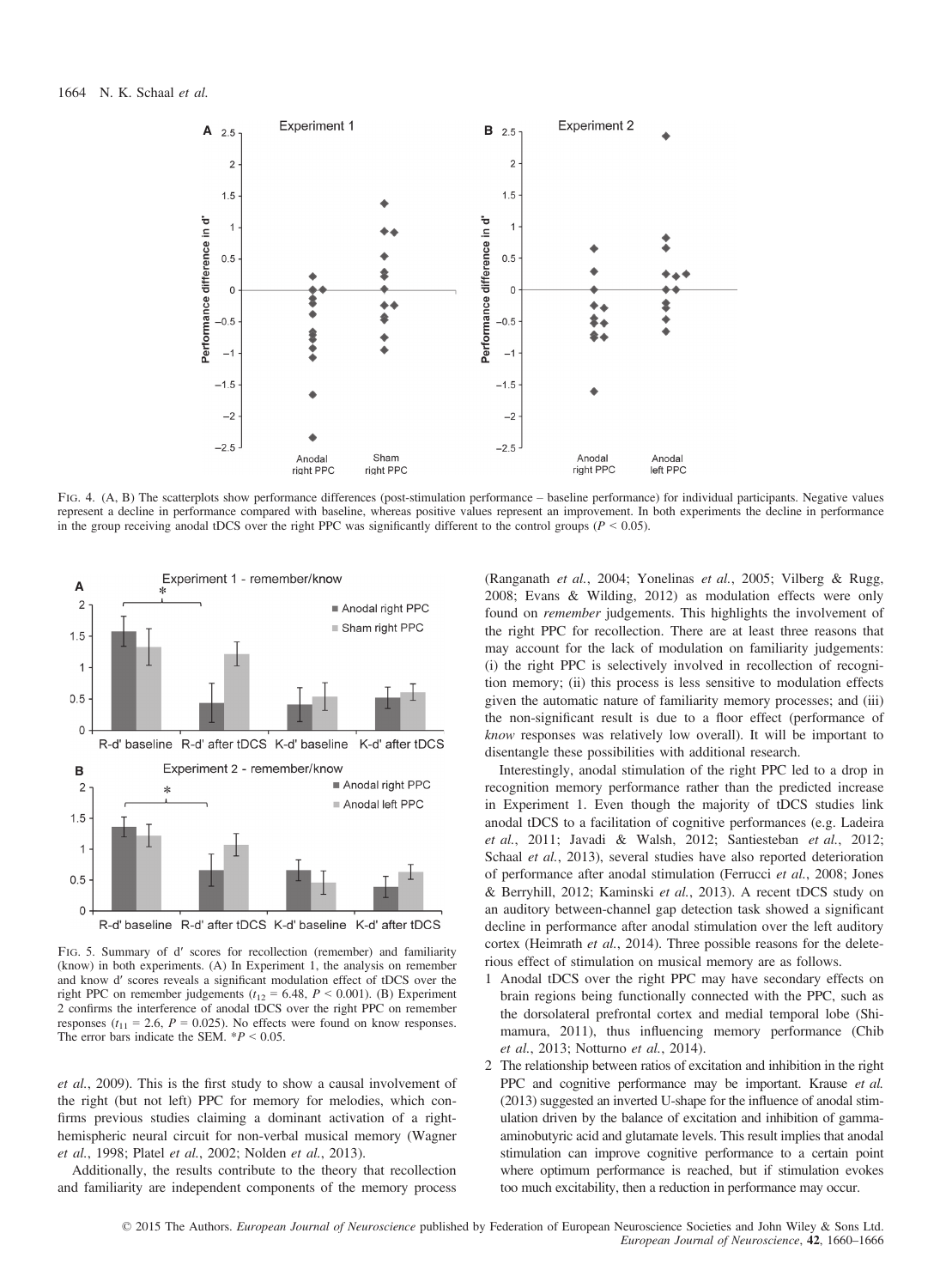A

Experiment 1

2.5
2
1.5
1
0.5
0
−0.5
−1
−1.5
−2
−2.5

Performance difference in d′

Anodal right PPC

Sham right PPC

B

Experiment 2

2.5
2
1.5
1
0.5
0
−0.5
−1
−1.5
−2
−2.5

Performance difference in d′

Anodal right PPC

Anodal left PPC

FIG. 4. (A, B) The scatterplots show performance differences (post-stimulation performance – baseline performance) for individual participants. Negative values represent a decline in performance compared with baseline, whereas positive values represent an improvement. In both experiments the decline in performance in the group receiving anodal tDCS over the right PPC was significantly different to the control groups ($P < 0.05$).

A

Experiment 1 - remember/know

*

2
1.5
1
0.5
0

Anodal right PPC

Sham right PPC

R-d′ baseline

R-d′ after tDCS

K-d′ baseline

K-d′ after tDCS

B

Experiment 2 - remember/know

*

2
1.5
1
0.5
0

Anodal right PPC

Anodal left PPC

R-d′ baseline

R-d′ after tDCS

K-d′ baseline

K-d′ after tDCS

FIG. 5. Summary of d′ scores for recollection (remember) and familiarity (know) in both experiments. (A) In Experiment 1, the analysis on remember and know d′ scores reveals a significant modulation effect of tDCS over the right PPC on remember judgements ($t_{12} = 6.48$, $P < 0.001$). (B) Experiment 2 confirms the interference of anodal tDCS over the right PPC on remember responses ($t_{11} = 2.6$, $P = 0.025$). No effects were found on know responses. The error bars indicate the SEM. *$P < 0.05$.

*et al.*, 2009). This is the first study to show a causal involvement of the right (but not left) PPC for memory for melodies, which confirms previous studies claiming a dominant activation of a right-hemispheric neural circuit for non-verbal musical memory (Wagner *et al.*, 1998; Platel *et al.*, 2002; Nolden *et al.*, 2013).

Additionally, the results contribute to the theory that recollection and familiarity are independent components of the memory process (Ranganath *et al.*, 2004; Yonelinas *et al.*, 2005; Vilberg & Rugg, 2008; Evans & Wilding, 2012) as modulation effects were only found on *remember* judgements. This highlights the involvement of the right PPC for recollection. There are at least three reasons that may account for the lack of modulation on familiarity judgements: (i) the right PPC is selectively involved in recollection of recognition memory; (ii) this process is less sensitive to modulation effects given the automatic nature of familiarity memory processes; and (iii) the non-significant result is due to a floor effect (performance of *know* responses was relatively low overall). It will be important to disentangle these possibilities with additional research.

Interestingly, anodal stimulation of the right PPC led to a drop in recognition memory performance rather than the predicted increase in Experiment 1. Even though the majority of tDCS studies link anodal tDCS to a facilitation of cognitive performances (e.g. Ladeira *et al.*, 2011; Javadi & Walsh, 2012; Santiesteban *et al.*, 2012; Schaal *et al.*, 2013), several studies have also reported deterioration of performance after anodal stimulation (Ferrucci *et al.*, 2008; Jones & Berryhill, 2012; Kaminski *et al.*, 2013). A recent tDCS study on an auditory between-channel gap detection task showed a significant decline in performance after anodal stimulation over the left auditory cortex (Heimrath *et al.*, 2014). Three possible reasons for the deleterious effect of stimulation on musical memory are as follows.

1. Anodal tDCS over the right PPC may have secondary effects on brain regions being functionally connected with the PPC, such as the dorsolateral prefrontal cortex and medial temporal lobe (Shimamura, 2011), thus influencing memory performance (Chib *et al.*, 2013; Notturno *et al.*, 2014).
2. The relationship between ratios of excitation and inhibition in the right PPC and cognitive performance may be important. Krause *et al.* (2013) suggested an inverted U-shape for the influence of anodal stimulation driven by the balance of excitation and inhibition of gamma-aminobutyric acid and glutamate levels. This result implies that anodal stimulation can improve cognitive performance to a certain point where optimum performance is reached, but if stimulation evokes too much excitability, then a reduction in performance may occur.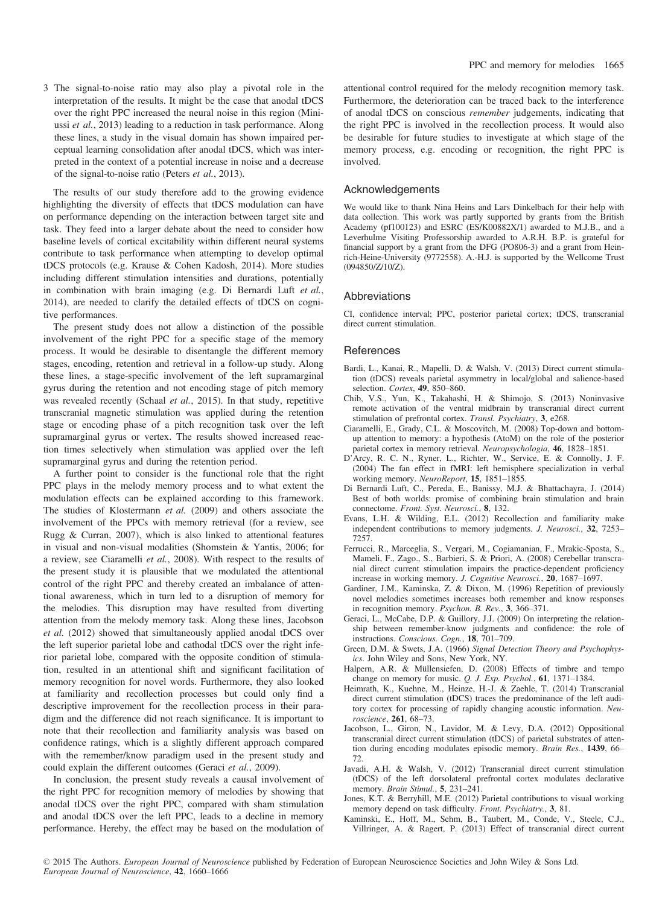3. The signal-to-noise ratio may also play a pivotal role in the interpretation of the results. It might be the case that anodal tDCS over the right PPC increased the neural noise in this region (Miniussi *et al.*, 2013) leading to a reduction in task performance. Along these lines, a study in the visual domain has shown impaired perceptual learning consolidation after anodal tDCS, which was interpreted in the context of a potential increase in noise and a decrease of the signal-to-noise ratio (Peters *et al.*, 2013).

The results of our study therefore add to the growing evidence highlighting the diversity of effects that tDCS modulation can have on performance depending on the interaction between target site and task. They feed into a larger debate about the need to consider how baseline levels of cortical excitability within different neural systems contribute to task performance when attempting to develop optimal tDCS protocols (e.g. Krause & Cohen Kadosh, 2014). More studies including different stimulation intensities and durations, potentially in combination with brain imaging (e.g. Di Bernardi Luft *et al.*, 2014), are needed to clarify the detailed effects of tDCS on cognitive performances.

The present study does not allow a distinction of the possible involvement of the right PPC for a specific stage of the memory process. It would be desirable to disentangle the different memory stages, encoding, retention and retrieval in a follow-up study. Along these lines, a stage-specific involvement of the left supramarginal gyrus during the retention and not encoding stage of pitch memory was revealed recently (Schaal *et al.*, 2015). In that study, repetitive transcranial magnetic stimulation was applied during the retention stage or encoding phase of a pitch recognition task over the left supramarginal gyrus or vertex. The results showed increased reaction times selectively when stimulation was applied over the left supramarginal gyrus and during the retention period.

A further point to consider is the functional role that the right PPC plays in the melody memory process and to what extent the modulation effects can be explained according to this framework. The studies of Klostermann *et al.* (2009) and others associate the involvement of the PPCs with memory retrieval (for a review, see Rugg & Curran, 2007), which is also linked to attentional features in visual and non-visual modalities (Shomstein & Yantis, 2006; for a review, see Ciaramelli *et al.*, 2008). With respect to the results of the present study it is plausible that we modulated the attentional control of the right PPC and thereby created an imbalance of attentional awareness, which in turn led to a disruption of memory for the melodies. This disruption may have resulted from diverting attention from the melody memory task. Along these lines, Jacobson *et al.* (2012) showed that simultaneously applied anodal tDCS over the left superior parietal lobe and cathodal tDCS over the right inferior parietal lobe, compared with the opposite condition of stimulation, resulted in an attentional shift and significant facilitation of memory recognition for novel words. Furthermore, they also looked at familiarity and recollection processes but could only find a descriptive improvement for the recollection process in their paradigm and the difference did not reach significance. It is important to note that their recollection and familiarity analysis was based on confidence ratings, which is a slightly different approach compared with the remember/know paradigm used in the present study and could explain the different outcomes (Geraci *et al.*, 2009).

In conclusion, the present study reveals a causal involvement of the right PPC for recognition memory of melodies by showing that anodal tDCS over the right PPC, compared with sham stimulation and anodal tDCS over the left PPC, leads to a decline in memory performance. Hereby, the effect may be based on the modulation of attentional control required for the melody recognition memory task. Furthermore, the deterioration can be traced back to the interference of anodal tDCS on conscious *remember* judgements, indicating that the right PPC is involved in the recollection process. It would also be desirable for future studies to investigate at which stage of the memory process, e.g. encoding or recognition, the right PPC is involved.

## Acknowledgements

We would like to thank Nina Heins and Lars Dinkelbach for their help with data collection. This work was partly supported by grants from the British Academy (pf100123) and ESRC (ES/K00882X/1) awarded to M.J.B., and a Leverhulme Visiting Professorship awarded to A.R.H. B.P. is grateful for financial support by a grant from the DFG (PO806-3) and a grant from Heinrich-Heine-University (9772558). A.-H.J. is supported by the Wellcome Trust (094850/Z/10/Z).

## Abbreviations

CI, confidence interval; PPC, posterior parietal cortex; tDCS, transcranial direct current stimulation.

## References

Bardi, L., Kanai, R., Mapelli, D. & Walsh, V. (2013) Direct current stimulation (tDCS) reveals parietal asymmetry in local/global and salience-based selection. *Cortex*, **49**, 850–860.

Chib, V.S., Yun, K., Takahashi, H. & Shimojo, S. (2013) Noninvasive remote activation of the ventral midbrain by transcranial direct current stimulation of prefrontal cortex. *Transl. Psychiatry*, **3**, e268.

Ciaramelli, E., Grady, C.L. & Moscovitch, M. (2008) Top-down and bottom-up attention to memory: a hypothesis (AtoM) on the role of the posterior parietal cortex in memory retrieval. *Neuropsychologia*, **46**, 1828–1851.

D'Arcy, R. C. N., Ryner, L., Richter, W., Service, E. & Connolly, J. F. (2004) The fan effect in fMRI: left hemisphere specialization in verbal working memory. *NeuroReport*, **15**, 1851–1855.

Di Bernardi Luft, C., Pereda, E., Banissy, M.J. & Bhattachayra, J. (2014) Best of both worlds: promise of combining brain stimulation and brain connectome. *Front. Syst. Neurosci.*, **8**, 132.

Evans, L.H. & Wilding, E.L. (2012) Recollection and familiarity make independent contributions to memory judgments. *J. Neurosci.*, **32**, 7253–7257.

Ferrucci, R., Marceglia, S., Vergari, M., Cogiamanian, F., Mrakic-Sposta, S., Mameli, F., Zago, S., Barbieri, S. & Priori, A. (2008) Cerebellar transcranial direct current stimulation impairs the practice-dependent proficiency increase in working memory. *J. Cognitive Neurosci.*, **20**, 1687–1697.

Gardiner, J.M., Kaminska, Z. & Dixon, M. (1996) Repetition of previously novel melodies sometimes increases both remember and know responses in recognition memory. *Psychon. B. Rev.*, **3**, 366–371.

Geraci, L., McCabe, D.P. & Guillory, J.J. (2009) On interpreting the relationship between remember-know judgments and confidence: the role of instructions. *Conscious. Cogn.*, **18**, 701–709.

Green, D.M. & Swets, J.A. (1966) *Signal Detection Theory and Psychophysics*. John Wiley and Sons, New York, NY.

Halpern, A.R. & Müllensiefen, D. (2008) Effects of timbre and tempo change on memory for music. *Q. J. Exp. Psychol.*, **61**, 1371–1384.

Heimrath, K., Kuehne, M., Heinze, H.-J. & Zaehle, T. (2014) Transcranial direct current stimulation (tDCS) traces the predominance of the left auditory cortex for processing of rapidly changing acoustic information. *Neuroscience*, **261**, 68–73.

Jacobson, L., Giron, N., Lavidor, M. & Levy, D.A. (2012) Oppositional transcranial direct current stimulation (tDCS) of parietal substrates of attention during encoding modulates episodic memory. *Brain Res.*, **1439**, 66–72.

Javadi, A.H. & Walsh, V. (2012) Transcranial direct current stimulation (tDCS) of the left dorsolateral prefrontal cortex modulates declarative memory. *Brain Stimul.*, **5**, 231–241.

Jones, K.T. & Berryhill, M.E. (2012) Parietal contributions to visual working memory depend on task difficulty. *Front. Psychiatry.*, **3**, 81.

Kaminski, E., Hoff, M., Sehm, B., Taubert, M., Conde, V., Steele, C.J., Villringer, A. & Ragert, P. (2013) Effect of transcranial direct current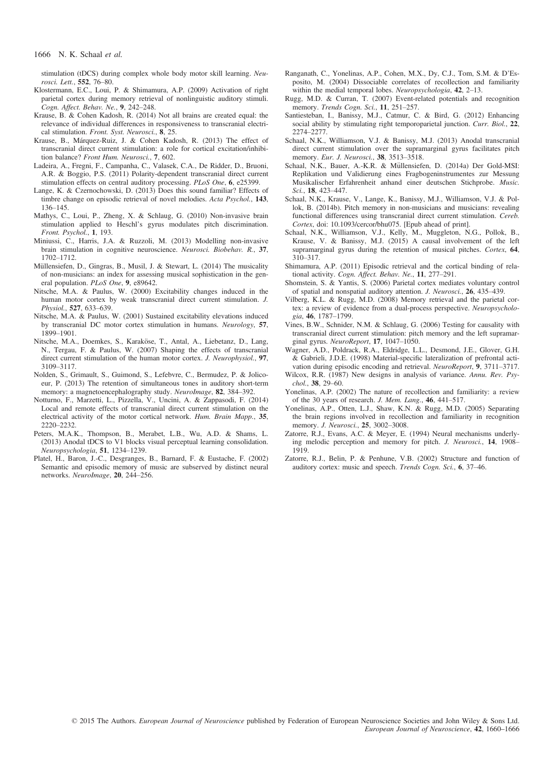stimulation (tDCS) during complex whole body motor skill learning. *Neurosci. Lett.*, **552**, 76–80.

Klostermann, E.C., Loui, P. & Shimamura, A.P. (2009) Activation of right parietal cortex during memory retrieval of nonlinguistic auditory stimuli. *Cogn. Affect. Behav. Ne.*, **9**, 242–248.

Krause, B. & Cohen Kadosh, R. (2014) Not all brains are created equal: the relevance of individual differences in responsiveness to transcranial electrical stimulation. *Front. Syst. Neurosci.*, **8**, 25.

Krause, B., Márquez-Ruiz, J. & Cohen Kadosh, R. (2013) The effect of transcranial direct current stimulation: a role for cortical excitation/inhibition balance? *Front Hum. Neurosci.*, **7**, 602.

Ladeira, A., Fregni, F., Campanha, C., Valasek, C.A., De Ridder, D., Bruoni, A.R. & Boggio, P.S. (2011) Polarity-dependent transcranial direct current stimulation effects on central auditory processing. *PLoS One*, **6**, e25399.

Lange, K. & Czernochowski, D. (2013) Does this sound familiar? Effects of timbre change on episodic retrieval of novel melodies. *Acta Psychol.*, **143**, 136–145.

Mathys, C., Loui, P., Zheng, X. & Schlaug, G. (2010) Non-invasive brain stimulation applied to Heschl's gyrus modulates pitch discrimination. *Front. Psychol.*, **1**, 193.

Miniussi, C., Harris, J.A. & Ruzzoli, M. (2013) Modelling non-invasive brain stimulation in cognitive neuroscience. *Neurosci. Biobehav. R.*, **37**, 1702–1712.

Müllensiefen, D., Gingras, B., Musil, J. & Stewart, L. (2014) The musicality of non-musicians: an index for assessing musical sophistication in the general population. *PLoS One*, **9**, e89642.

Nitsche, M.A. & Paulus, W. (2000) Excitability changes induced in the human motor cortex by weak transcranial direct current stimulation. *J. Physiol.*, **527**, 633–639.

Nitsche, M.A. & Paulus, W. (2001) Sustained excitability elevations induced by transcranial DC motor cortex stimulation in humans. *Neurology*, **57**, 1899–1901.

Nitsche, M.A., Doemkes, S., Karaköse, T., Antal, A., Liebetanz, D., Lang, N., Tergau, F. & Paulus, W. (2007) Shaping the effects of transcranial direct current stimulation of the human motor cortex. *J. Neurophysiol.*, **97**, 3109–3117.

Nolden, S., Grimault, S., Guimond, S., Lefebvre, C., Bermudez, P. & Jolicoeur, P. (2013) The retention of simultaneous tones in auditory short-term memory: a magnetoencephalography study. *NeuroImage*, **82**, 384–392.

Notturno, F., Marzetti, L., Pizzella, V., Uncini, A. & Zappasodi, F. (2014) Local and remote effects of transcranial direct current stimulation on the electrical activity of the motor cortical network. *Hum. Brain Mapp.*, **35**, 2220–2232.

Peters, M.A.K., Thompson, B., Merabet, L.B., Wu, A.D. & Shams, L. (2013) Anodal tDCS to V1 blocks visual perceptual learning consolidation. *Neuropsychologia*, **51**, 1234–1239.

Platel, H., Baron, J.-C., Desgranges, B., Barnard, F. & Eustache, F. (2002) Semantic and episodic memory of music are subserved by distinct neural networks. *NeuroImage*, **20**, 244–256.

Ranganath, C., Yonelinas, A.P., Cohen, M.X., Dy, C.J., Tom, S.M. & D'Esposito, M. (2004) Dissociable correlates of recollection and familiarity within the medial temporal lobes. *Neuropsychologia*, **42**, 2–13.

Rugg, M.D. & Curran, T. (2007) Event-related potentials and recognition memory. *Trends Cogn. Sci.*, **11**, 251–257.

Santiesteban, I., Banissy, M.J., Catmur, C. & Bird, G. (2012) Enhancing social ability by stimulating right temporoparietal junction. *Curr. Biol.*, **22**, 2274–2277.

Schaal, N.K., Williamson, V.J. & Banissy, M.J. (2013) Anodal transcranial direct current stimulation over the supramarginal gyrus facilitates pitch memory. *Eur. J. Neurosci.*, **38**, 3513–3518.

Schaal, N.K., Bauer, A.-K.R. & Müllensiefen, D. (2014a) Der Gold-MSI: Replikation und Validierung eines Fragbogeninstrumentes zur Messung Musikalischer Erfahrenheit anhand einer deutschen Stichprobe. *Music. Sci.*, **18**, 423–447.

Schaal, N.K., Krause, V., Lange, K., Banissy, M.J., Williamson, V.J. & Pollok, B. (2014b). Pitch memory in non-musicians and musicians: revealing functional differences using transcranial direct current stimulation. *Cereb. Cortex*, doi: 10.1093/cercor/bhu075. [Epub ahead of print].

Schaal, N.K., Williamson, V.J., Kelly, M., Muggleton, N.G., Pollok, B., Krause, V. & Banissy, M.J. (2015) A causal involvement of the left supramarginal gyrus during the retention of musical pitches. *Cortex*, **64**, 310–317.

Shimamura, A.P. (2011) Episodic retrieval and the cortical binding of relational activity. *Cogn. Affect. Behav. Ne.*, **11**, 277–291.

Shomstein, S. & Yantis, S. (2006) Parietal cortex mediates voluntary control of spatial and nonspatial auditory attention. *J. Neurosci.*, **26**, 435–439.

Vilberg, K.L. & Rugg, M.D. (2008) Memory retrieval and the parietal cortex: a review of evidence from a dual-process perspective. *Neuropsychologia*, **46**, 1787–1799.

Vines, B.W., Schnider, N.M. & Schlaug, G. (2006) Testing for causality with transcranial direct current stimulation: pitch memory and the left supramarginal gyrus. *NeuroReport*, **17**, 1047–1050.

Wagner, A.D., Poldrack, R.A., Eldridge, L.L., Desmond, J.E., Glover, G.H. & Gabrieli, J.D.E. (1998) Material-specific lateralization of prefrontal activation during episodic encoding and retrieval. *NeuroReport*, **9**, 3711–3717.

Wilcox, R.R. (1987) New designs in analysis of variance. *Annu. Rev. Psychol.*, **38**, 29–60.

Yonelinas, A.P. (2002) The nature of recollection and familiarity: a review of the 30 years of research. *J. Mem. Lang.*, **46**, 441–517.

Yonelinas, A.P., Otten, L.J., Shaw, K.N. & Rugg, M.D. (2005) Separating the brain regions involved in recollection and familiarity in recognition memory. *J. Neurosci.*, **25**, 3002–3008.

Zatorre, R.J., Evans, A.C. & Meyer, E. (1994) Neural mechanisms underlying melodic perception and memory for pitch. *J. Neurosci.*, **14**, 1908–1919.

Zatorre, R.J., Belin, P. & Penhune, V.B. (2002) Structure and function of auditory cortex: music and speech. *Trends Cogn. Sci.*, **6**, 37–46.